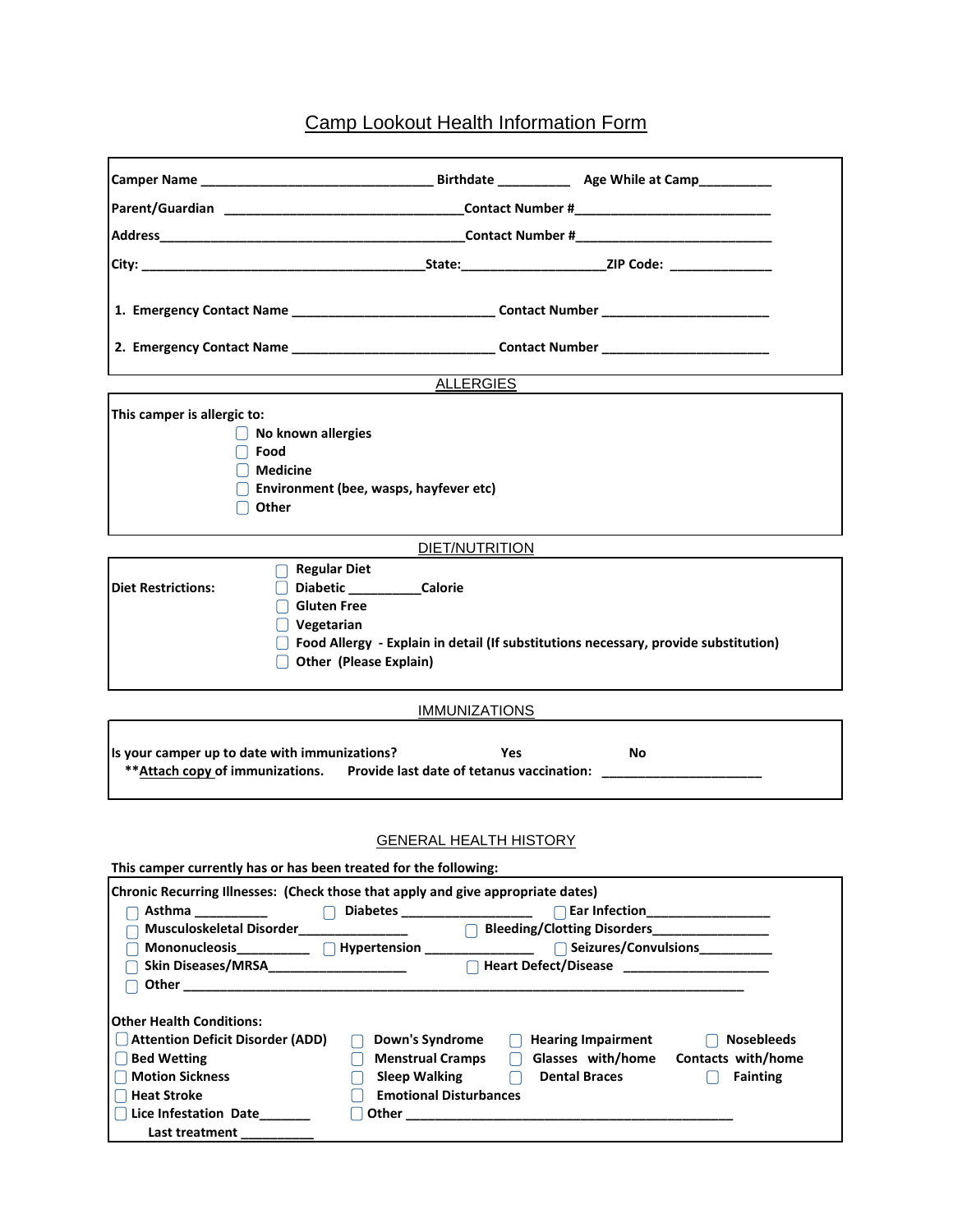# Camp Lookout Health Information Form

**Camper Name** ________________________________ **Birthdate** __________ **Age While at Camp**__________

**Parent/Guardian** _________________________________**Contact Number #**___________________________

**Address**__________________________________________**Contact Number #**___________________________

**City:** ________________________________________**State:**____________________**ZIP Code:** ______________

1. **Emergency Contact Name** ____________________________ **Contact Number** _______________________

2. **Emergency Contact Name** ____________________________ **Contact Number** _______________________

## ALLERGIES

**This camper is allergic to:**

- ☐ **No known allergies**
- ☐ **Food**
- ☐ **Medicine**
- ☐ **Environment (bee, wasps, hayfever etc)**
- ☐ **Other**

## DIET/NUTRITION

**Diet Restrictions:**

- ☐ **Regular Diet**
- ☐ **Diabetic** __________**Calorie**
- ☐ **Gluten Free**
- ☐ **Vegetarian**
- ☐ **Food Allergy - Explain in detail (If substitutions necessary, provide substitution)**
- ☐ **Other (Please Explain)**

## IMMUNIZATIONS

**Is your camper up to date with immunizations?** **Yes** **No**

**Attach copy of immunizations.** **Provide last date of tetanus vaccination:** ______________________

## GENERAL HEALTH HISTORY

**This camper currently has or has been treated for the following:**

**Chronic Recurring Illnesses: (Check those that apply and give appropriate dates)**

- ☐ **Asthma** __________
- ☐ **Diabetes** __________________
- ☐ **Ear Infection**_________________
- ☐ **Musculoskeletal Disorder**_______________
- ☐ **Bleeding/Clotting Disorders**________________
- ☐ **Mononucleosis**__________
- ☐ **Hypertension** _______________
- ☐ **Seizures/Convulsions**__________
- ☐ **Skin Diseases/MRSA**____________________
- ☐ **Heart Defect/Disease** ____________________
- ☐ **Other** ________________________________________________________________________________

**Other Health Conditions:**

- ☐ **Attention Deficit Disorder (ADD)**
- ☐ **Down's Syndrome**
- ☐ **Hearing Impairment**
- ☐ **Nosebleeds**
- ☐ **Bed Wetting**
- ☐ **Menstrual Cramps**
- ☐ **Glasses with/home**
- **Contacts with/home**
- ☐ **Motion Sickness**
- ☐ **Sleep Walking**
- ☐ **Dental Braces**
- ☐ **Fainting**
- ☐ **Heat Stroke**
- ☐ **Emotional Disturbances**
- ☐ **Lice Infestation Date**_______ **Last treatment** __________
- ☐ **Other** ______________________________________________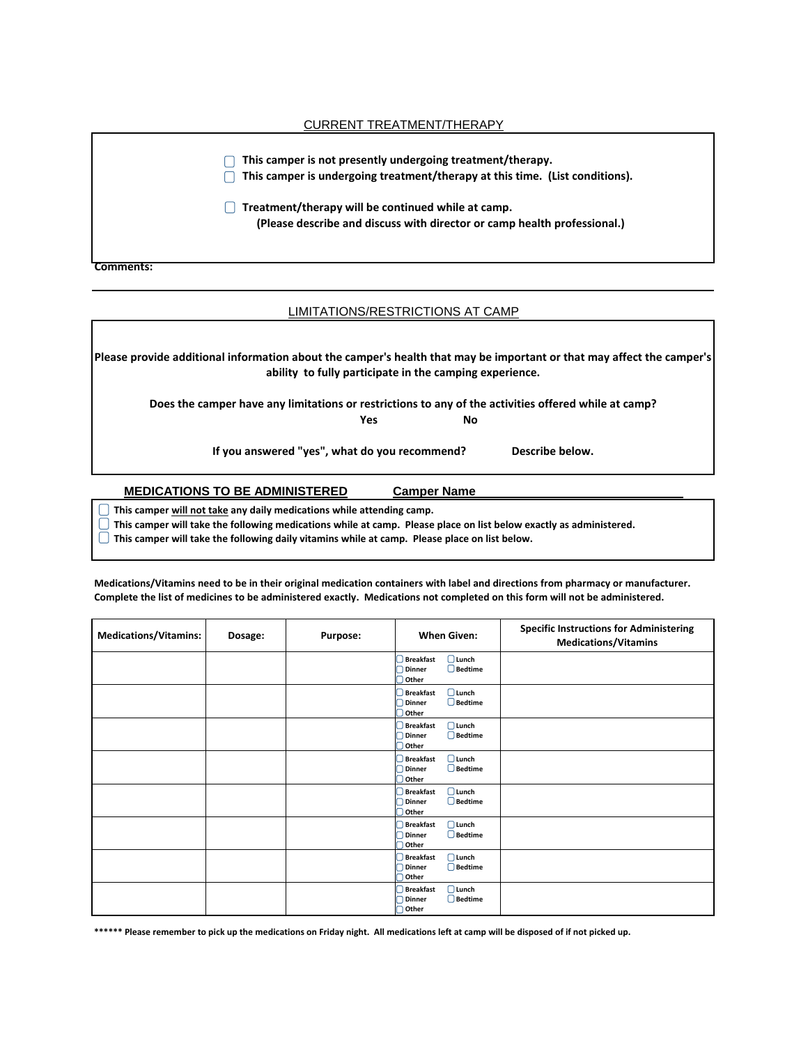## CURRENT TREATMENT/THERAPY

- ☐ **This camper is not presently undergoing treatment/therapy.**
- ☐ **This camper is undergoing treatment/therapy at this time. (List conditions).**

- ☐ **Treatment/therapy will be continued while at camp.**
  **(Please describe and discuss with director or camp health professional.)**

**Comments:**

## LIMITATIONS/RESTRICTIONS AT CAMP

**Please provide additional information about the camper's health that may be important or that may affect the camper's ability to fully participate in the camping experience.**

**Does the camper have any limitations or restrictions to any of the activities offered while at camp?**

**Yes** **No**

**If you answered "yes", what do you recommend? Describe below.**

## MEDICATIONS TO BE ADMINISTERED

**Camper Name** \_\_\_\_\_\_\_\_\_\_\_\_\_\_\_\_\_\_\_\_\_\_\_\_\_\_\_\_

- ☐ **This camper will not take any daily medications while attending camp.**
- ☐ **This camper will take the following medications while at camp. Please place on list below exactly as administered.**
- ☐ **This camper will take the following daily vitamins while at camp. Please place on list below.**

**Medications/Vitamins need to be in their original medication containers with label and directions from pharmacy or manufacturer. Complete the list of medicines to be administered exactly. Medications not completed on this form will not be administered.**

| Medications/Vitamins: | Dosage: | Purpose: | When Given: | Specific Instructions for Administering Medications/Vitamins |
|---|---|---|---|---|
| | | | ☐ Breakfast ☐ Lunch ☐ Dinner ☐ Bedtime ☐ Other | |
| | | | ☐ Breakfast ☐ Lunch ☐ Dinner ☐ Bedtime ☐ Other | |
| | | | ☐ Breakfast ☐ Lunch ☐ Dinner ☐ Bedtime ☐ Other | |
| | | | ☐ Breakfast ☐ Lunch ☐ Dinner ☐ Bedtime ☐ Other | |
| | | | ☐ Breakfast ☐ Lunch ☐ Dinner ☐ Bedtime ☐ Other | |
| | | | ☐ Breakfast ☐ Lunch ☐ Dinner ☐ Bedtime ☐ Other | |
| | | | ☐ Breakfast ☐ Lunch ☐ Dinner ☐ Bedtime ☐ Other | |
| | | | ☐ Breakfast ☐ Lunch ☐ Dinner ☐ Bedtime ☐ Other | |

**\*\*\*\*\*\* Please remember to pick up the medications on Friday night. All medications left at camp will be disposed of if not picked up.**